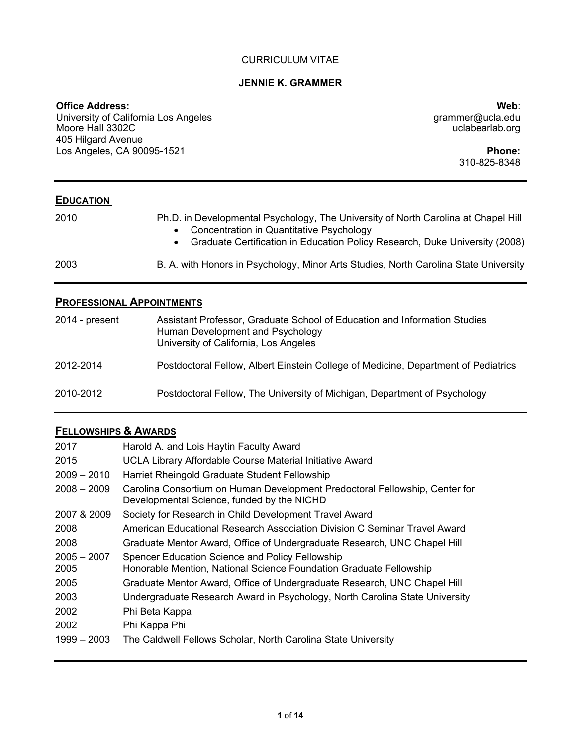CURRICULUM VITAE

# JENNIE K. GRAMMER

**Office Address:**
University of California Los Angeles
Moore Hall 3302C
405 Hilgard Avenue
Los Angeles, CA 90095-1521

**Web**:
grammer@ucla.edu
uclabearlab.org

**Phone:**
310-825-8348

## EDUCATION

| | |
|---|---|
| 2010 | Ph.D. in Developmental Psychology, The University of North Carolina at Chapel Hill<br>• Concentration in Quantitative Psychology<br>• Graduate Certification in Education Policy Research, Duke University (2008) |
| 2003 | B. A. with Honors in Psychology, Minor Arts Studies, North Carolina State University |

## PROFESSIONAL APPOINTMENTS

| | |
|---|---|
| 2014 - present | Assistant Professor, Graduate School of Education and Information Studies<br>Human Development and Psychology<br>University of California, Los Angeles |
| 2012-2014 | Postdoctoral Fellow, Albert Einstein College of Medicine, Department of Pediatrics |
| 2010-2012 | Postdoctoral Fellow, The University of Michigan, Department of Psychology |

## FELLOWSHIPS & AWARDS

| | |
|---|---|
| 2017 | Harold A. and Lois Haytin Faculty Award |
| 2015 | UCLA Library Affordable Course Material Initiative Award |
| 2009 – 2010 | Harriet Rheingold Graduate Student Fellowship |
| 2008 – 2009 | Carolina Consortium on Human Development Predoctoral Fellowship, Center for Developmental Science, funded by the NICHD |
| 2007 & 2009 | Society for Research in Child Development Travel Award |
| 2008 | American Educational Research Association Division C Seminar Travel Award |
| 2008 | Graduate Mentor Award, Office of Undergraduate Research, UNC Chapel Hill |
| 2005 – 2007 | Spencer Education Science and Policy Fellowship |
| 2005 | Honorable Mention, National Science Foundation Graduate Fellowship |
| 2005 | Graduate Mentor Award, Office of Undergraduate Research, UNC Chapel Hill |
| 2003 | Undergraduate Research Award in Psychology, North Carolina State University |
| 2002 | Phi Beta Kappa |
| 2002 | Phi Kappa Phi |
| 1999 – 2003 | The Caldwell Fellows Scholar, North Carolina State University |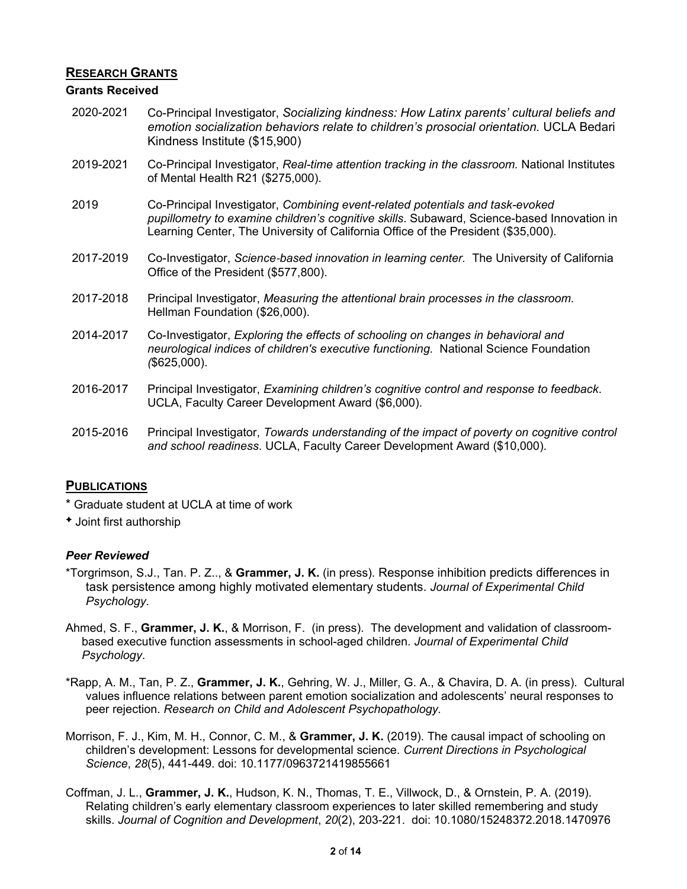## RESEARCH GRANTS

### Grants Received

2020-2021 Co-Principal Investigator, *Socializing kindness: How Latinx parents' cultural beliefs and emotion socialization behaviors relate to children's prosocial orientation.* UCLA Bedari Kindness Institute ($15,900)

2019-2021 Co-Principal Investigator, *Real-time attention tracking in the classroom.* National Institutes of Mental Health R21 ($275,000).

2019 Co-Principal Investigator, *Combining event-related potentials and task-evoked pupillometry to examine children's cognitive skills*. Subaward, Science-based Innovation in Learning Center, The University of California Office of the President ($35,000).

2017-2019 Co-Investigator, *Science-based innovation in learning center*. The University of California Office of the President ($577,800).

2017-2018 Principal Investigator, *Measuring the attentional brain processes in the classroom.* Hellman Foundation ($26,000).

2014-2017 Co-Investigator, *Exploring the effects of schooling on changes in behavioral and neurological indices of children's executive functioning.* National Science Foundation *(*$625,000).

2016-2017 Principal Investigator, *Examining children's cognitive control and response to feedback*. UCLA, Faculty Career Development Award ($6,000).

2015-2016 Principal Investigator, *Towards understanding of the impact of poverty on cognitive control and school readiness*. UCLA, Faculty Career Development Award ($10,000).

## PUBLICATIONS

* Graduate student at UCLA at time of work

✦ Joint first authorship

### *Peer Reviewed*

*Torgrimson, S.J., Tan. P. Z.., & **Grammer, J. K.** (in press). Response inhibition predicts differences in task persistence among highly motivated elementary students. *Journal of Experimental Child Psychology*.

Ahmed, S. F., **Grammer, J. K.**, & Morrison, F. (in press). The development and validation of classroom-based executive function assessments in school-aged children. *Journal of Experimental Child Psychology*.

*Rapp, A. M., Tan, P. Z., **Grammer, J. K.**, Gehring, W. J., Miller, G. A., & Chavira, D. A. (in press). Cultural values influence relations between parent emotion socialization and adolescents' neural responses to peer rejection. *Research on Child and Adolescent Psychopathology.*

Morrison, F. J., Kim, M. H., Connor, C. M., & **Grammer, J. K.** (2019). The causal impact of schooling on children's development: Lessons for developmental science. *Current Directions in Psychological Science*, *28*(5), 441-449. doi: 10.1177/0963721419855661

Coffman, J. L., **Grammer, J. K.**, Hudson, K. N., Thomas, T. E., Villwock, D., & Ornstein, P. A. (2019). Relating children's early elementary classroom experiences to later skilled remembering and study skills. *Journal of Cognition and Development*, *20*(2), 203-221. doi: 10.1080/15248372.2018.1470976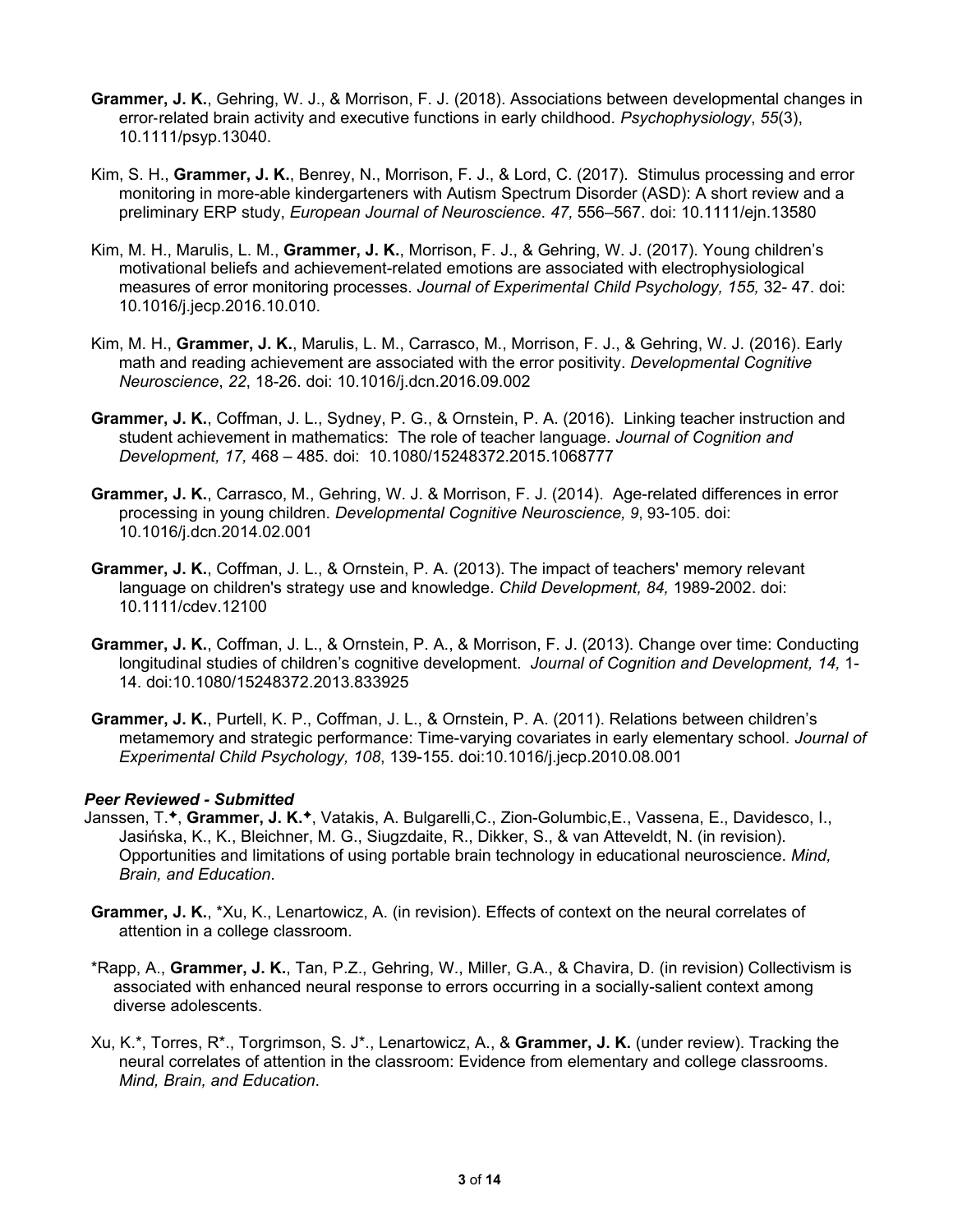**Grammer, J. K.**, Gehring, W. J., & Morrison, F. J. (2018). Associations between developmental changes in error-related brain activity and executive functions in early childhood. *Psychophysiology*, *55*(3), 10.1111/psyp.13040.

Kim, S. H., **Grammer, J. K.**, Benrey, N., Morrison, F. J., & Lord, C. (2017). Stimulus processing and error monitoring in more-able kindergarteners with Autism Spectrum Disorder (ASD): A short review and a preliminary ERP study, *European Journal of Neuroscience*. *47,* 556–567. doi: 10.1111/ejn.13580

Kim, M. H., Marulis, L. M., **Grammer, J. K.**, Morrison, F. J., & Gehring, W. J. (2017). Young children's motivational beliefs and achievement-related emotions are associated with electrophysiological measures of error monitoring processes. *Journal of Experimental Child Psychology, 155,* 32- 47. doi: 10.1016/j.jecp.2016.10.010.

Kim, M. H., **Grammer, J. K.**, Marulis, L. M., Carrasco, M., Morrison, F. J., & Gehring, W. J. (2016). Early math and reading achievement are associated with the error positivity. *Developmental Cognitive Neuroscience*, *22*, 18-26. doi: 10.1016/j.dcn.2016.09.002

**Grammer, J. K.**, Coffman, J. L., Sydney, P. G., & Ornstein, P. A. (2016). Linking teacher instruction and student achievement in mathematics: The role of teacher language. *Journal of Cognition and Development, 17,* 468 – 485. doi: 10.1080/15248372.2015.1068777

**Grammer, J. K.**, Carrasco, M., Gehring, W. J. & Morrison, F. J. (2014). Age-related differences in error processing in young children. *Developmental Cognitive Neuroscience, 9*, 93-105. doi: 10.1016/j.dcn.2014.02.001

**Grammer, J. K.**, Coffman, J. L., & Ornstein, P. A. (2013). The impact of teachers' memory relevant language on children's strategy use and knowledge. *Child Development, 84,* 1989-2002. doi: 10.1111/cdev.12100

**Grammer, J. K.**, Coffman, J. L., & Ornstein, P. A., & Morrison, F. J. (2013). Change over time: Conducting longitudinal studies of children's cognitive development. *Journal of Cognition and Development, 14,* 1-14. doi:10.1080/15248372.2013.833925

**Grammer, J. K.**, Purtell, K. P., Coffman, J. L., & Ornstein, P. A. (2011). Relations between children's metamemory and strategic performance: Time-varying covariates in early elementary school. *Journal of Experimental Child Psychology, 108*, 139-155. doi:10.1016/j.jecp.2010.08.001

***Peer Reviewed - Submitted***

Janssen, T.✦, **Grammer, J. K.✦**, Vatakis, A. Bulgarelli,C., Zion-Golumbic,E., Vassena, E., Davidesco, I., Jasińska, K., K., Bleichner, M. G., Siugzdaite, R., Dikker, S., & van Atteveldt, N. (in revision). Opportunities and limitations of using portable brain technology in educational neuroscience. *Mind, Brain, and Education*.

**Grammer, J. K.**, *Xu, K., Lenartowicz, A. (in revision). Effects of context on the neural correlates of attention in a college classroom.

*Rapp, A., **Grammer, J. K.**, Tan, P.Z., Gehring, W., Miller, G.A., & Chavira, D. (in revision) Collectivism is associated with enhanced neural response to errors occurring in a socially-salient context among diverse adolescents.

Xu, K.*, Torres, R*., Torgrimson, S. J*., Lenartowicz, A., & **Grammer, J. K.** (under review). Tracking the neural correlates of attention in the classroom: Evidence from elementary and college classrooms. *Mind, Brain, and Education*.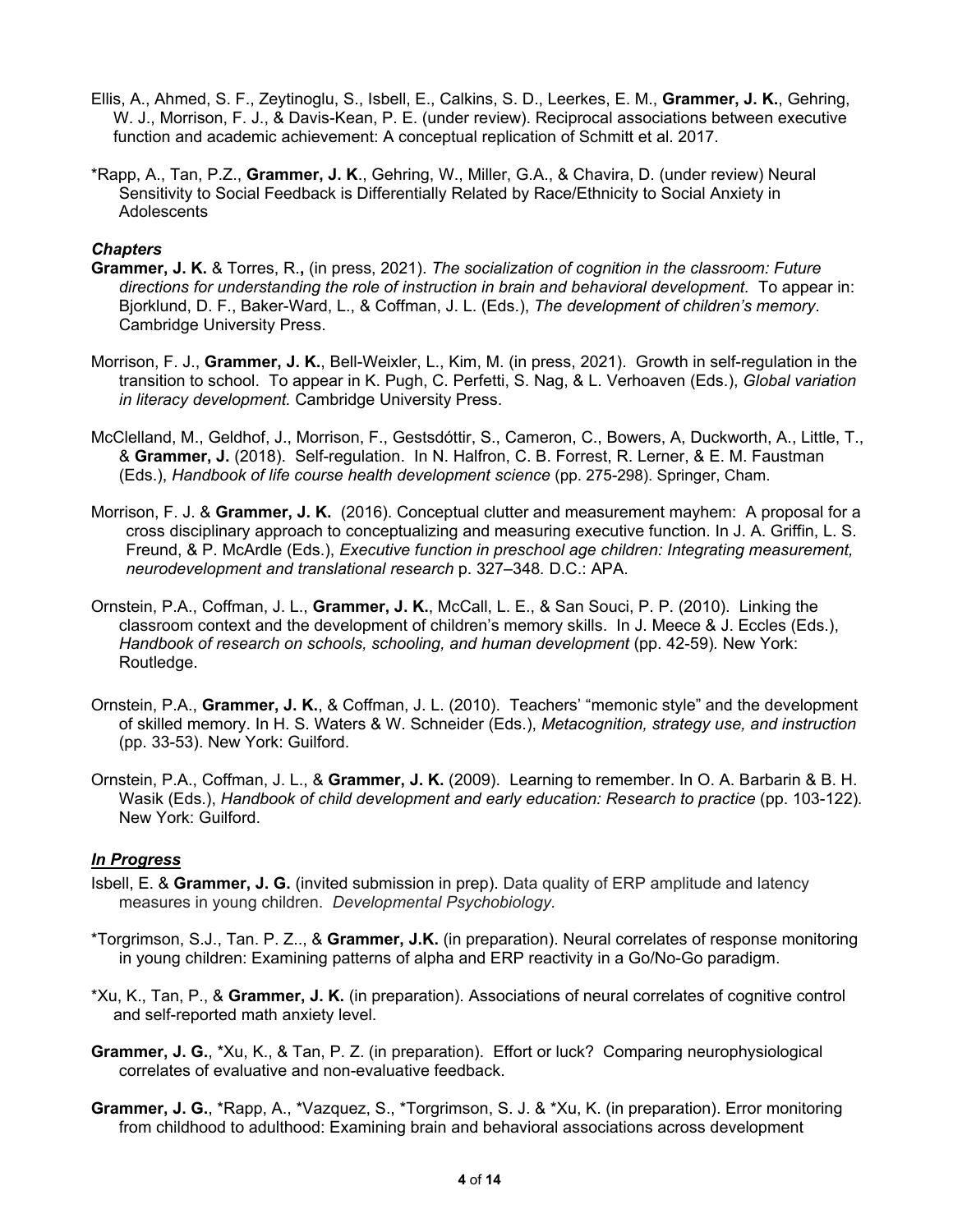Ellis, A., Ahmed, S. F., Zeytinoglu, S., Isbell, E., Calkins, S. D., Leerkes, E. M., **Grammer, J. K.**, Gehring, W. J., Morrison, F. J., & Davis-Kean, P. E. (under review). Reciprocal associations between executive function and academic achievement: A conceptual replication of Schmitt et al. 2017.

*Rapp, A., Tan, P.Z., **Grammer, J. K**., Gehring, W., Miller, G.A., & Chavira, D. (under review) Neural Sensitivity to Social Feedback is Differentially Related by Race/Ethnicity to Social Anxiety in Adolescents

### *Chapters*

**Grammer, J. K.** & Torres, R.**,** (in press, 2021). *The socialization of cognition in the classroom: Future directions for understanding the role of instruction in brain and behavioral development.* To appear in: Bjorklund, D. F., Baker-Ward, L., & Coffman, J. L. (Eds.), *The development of children's memory*. Cambridge University Press.

Morrison, F. J., **Grammer, J. K.**, Bell-Weixler, L., Kim, M. (in press, 2021). Growth in self-regulation in the transition to school. To appear in K. Pugh, C. Perfetti, S. Nag, & L. Verhoaven (Eds.), *Global variation in literacy development.* Cambridge University Press.

McClelland, M., Geldhof, J., Morrison, F., Gestsdóttir, S., Cameron, C., Bowers, A, Duckworth, A., Little, T., & **Grammer, J.** (2018). Self-regulation. In N. Halfron, C. B. Forrest, R. Lerner, & E. M. Faustman (Eds.), *Handbook of life course health development science* (pp. 275-298). Springer, Cham.

Morrison, F. J. & **Grammer, J. K.** (2016). Conceptual clutter and measurement mayhem: A proposal for a cross disciplinary approach to conceptualizing and measuring executive function. In J. A. Griffin, L. S. Freund, & P. McArdle (Eds.), *Executive function in preschool age children: Integrating measurement, neurodevelopment and translational research* p. 327–348. D.C.: APA.

Ornstein, P.A., Coffman, J. L., **Grammer, J. K.**, McCall, L. E., & San Souci, P. P. (2010). Linking the classroom context and the development of children's memory skills. In J. Meece & J. Eccles (Eds.), *Handbook of research on schools, schooling, and human development* (pp. 42-59). New York: Routledge.

Ornstein, P.A., **Grammer, J. K.**, & Coffman, J. L. (2010). Teachers' "memonic style" and the development of skilled memory. In H. S. Waters & W. Schneider (Eds.), *Metacognition, strategy use, and instruction* (pp. 33-53). New York: Guilford.

Ornstein, P.A., Coffman, J. L., & **Grammer, J. K.** (2009). Learning to remember. In O. A. Barbarin & B. H. Wasik (Eds.), *Handbook of child development and early education: Research to practice* (pp. 103-122). New York: Guilford.

### ***In Progress***

Isbell, E. & **Grammer, J. G.** (invited submission in prep). Data quality of ERP amplitude and latency measures in young children. *Developmental Psychobiology.*

*Torgrimson, S.J., Tan. P. Z.., & **Grammer, J.K.** (in preparation). Neural correlates of response monitoring in young children: Examining patterns of alpha and ERP reactivity in a Go/No-Go paradigm.

*Xu, K., Tan, P., & **Grammer, J. K.** (in preparation). Associations of neural correlates of cognitive control and self-reported math anxiety level.

**Grammer, J. G.**, *Xu, K., & Tan, P. Z. (in preparation). Effort or luck? Comparing neurophysiological correlates of evaluative and non-evaluative feedback.

**Grammer, J. G.**, *Rapp, A., *Vazquez, S., *Torgrimson, S. J. & *Xu, K. (in preparation). Error monitoring from childhood to adulthood: Examining brain and behavioral associations across development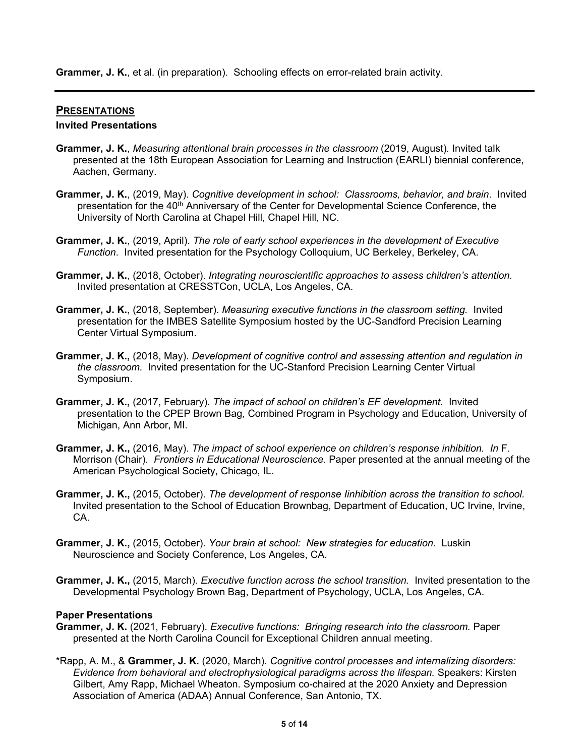**Grammer, J. K.**, et al. (in preparation). Schooling effects on error-related brain activity.

---

## PRESENTATIONS

### Invited Presentations

**Grammer, J. K.**, *Measuring attentional brain processes in the classroom* (2019, August). Invited talk presented at the 18th European Association for Learning and Instruction (EARLI) biennial conference, Aachen, Germany.

**Grammer, J. K.**, (2019, May). *Cognitive development in school: Classrooms, behavior, and brain*. Invited presentation for the 40th Anniversary of the Center for Developmental Science Conference, the University of North Carolina at Chapel Hill, Chapel Hill, NC.

**Grammer, J. K.**, (2019, April). *The role of early school experiences in the development of Executive Function*. Invited presentation for the Psychology Colloquium, UC Berkeley, Berkeley, CA.

**Grammer, J. K.**, (2018, October). *Integrating neuroscientific approaches to assess children's attention.* Invited presentation at CRESSTCon, UCLA, Los Angeles, CA.

**Grammer, J. K.**, (2018, September). *Measuring executive functions in the classroom setting.* Invited presentation for the IMBES Satellite Symposium hosted by the UC-Sandford Precision Learning Center Virtual Symposium.

**Grammer, J. K.,** (2018, May). *Development of cognitive control and assessing attention and regulation in the classroom.* Invited presentation for the UC-Stanford Precision Learning Center Virtual Symposium.

**Grammer, J. K.,** (2017, February). *The impact of school on children's EF development.* Invited presentation to the CPEP Brown Bag, Combined Program in Psychology and Education, University of Michigan, Ann Arbor, MI.

**Grammer, J. K.,** (2016, May). *The impact of school experience on children's response inhibition. In* F. Morrison (Chair). *Frontiers in Educational Neuroscience.* Paper presented at the annual meeting of the American Psychological Society, Chicago, IL.

**Grammer, J. K.,** (2015, October). *The development of response Iinhibition across the transition to school.* Invited presentation to the School of Education Brownbag, Department of Education, UC Irvine, Irvine, CA.

**Grammer, J. K.,** (2015, October). *Your brain at school: New strategies for education.* Luskin Neuroscience and Society Conference, Los Angeles, CA.

**Grammer, J. K.,** (2015, March). *Executive function across the school transition.* Invited presentation to the Developmental Psychology Brown Bag, Department of Psychology, UCLA, Los Angeles, CA.

### Paper Presentations

**Grammer, J. K.** (2021, February). *Executive functions: Bringing research into the classroom.* Paper presented at the North Carolina Council for Exceptional Children annual meeting.

*Rapp, A. M., & **Grammer, J. K.** (2020, March). *Cognitive control processes and internalizing disorders: Evidence from behavioral and electrophysiological paradigms across the lifespan.* Speakers: Kirsten Gilbert, Amy Rapp, Michael Wheaton. Symposium co-chaired at the 2020 Anxiety and Depression Association of America (ADAA) Annual Conference, San Antonio, TX.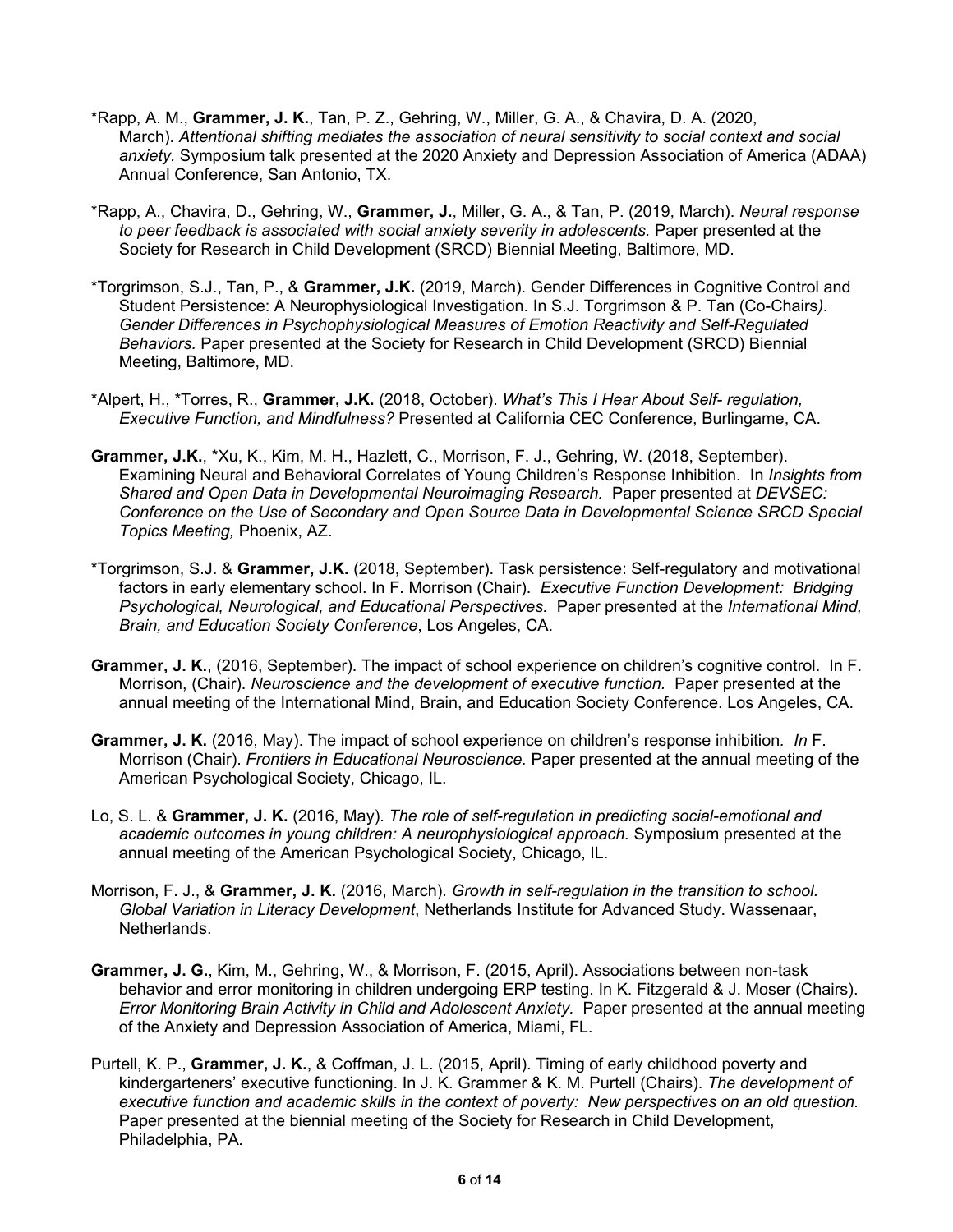*Rapp, A. M., **Grammer, J. K.**, Tan, P. Z., Gehring, W., Miller, G. A., & Chavira, D. A. (2020, March). *Attentional shifting mediates the association of neural sensitivity to social context and social anxiety.* Symposium talk presented at the 2020 Anxiety and Depression Association of America (ADAA) Annual Conference, San Antonio, TX.

*Rapp, A., Chavira, D., Gehring, W., **Grammer, J.**, Miller, G. A., & Tan, P. (2019, March). *Neural response to peer feedback is associated with social anxiety severity in adolescents.* Paper presented at the Society for Research in Child Development (SRCD) Biennial Meeting, Baltimore, MD.

*Torgrimson, S.J., Tan, P., & **Grammer, J.K.** (2019, March). Gender Differences in Cognitive Control and Student Persistence: A Neurophysiological Investigation. In S.J. Torgrimson & P. Tan (Co-Chairs*).* *Gender Differences in Psychophysiological Measures of Emotion Reactivity and Self-Regulated Behaviors.* Paper presented at the Society for Research in Child Development (SRCD) Biennial Meeting, Baltimore, MD.

*Alpert, H., *Torres, R., **Grammer, J.K.** (2018, October). *What's This I Hear About Self- regulation, Executive Function, and Mindfulness?* Presented at California CEC Conference, Burlingame, CA.

**Grammer, J.K.**, *Xu, K., Kim, M. H., Hazlett, C., Morrison, F. J., Gehring, W. (2018, September). Examining Neural and Behavioral Correlates of Young Children's Response Inhibition. In *Insights from Shared and Open Data in Developmental Neuroimaging Research.* Paper presented at *DEVSEC: Conference on the Use of Secondary and Open Source Data in Developmental Science SRCD Special Topics Meeting,* Phoenix, AZ.

*Torgrimson, S.J. & **Grammer, J.K.** (2018, September). Task persistence: Self-regulatory and motivational factors in early elementary school. In F. Morrison (Chair). *Executive Function Development: Bridging Psychological, Neurological, and Educational Perspectives.* Paper presented at the *International Mind, Brain, and Education Society Conference*, Los Angeles, CA.

**Grammer, J. K.**, (2016, September). The impact of school experience on children's cognitive control. In F. Morrison, (Chair). *Neuroscience and the development of executive function.* Paper presented at the annual meeting of the International Mind, Brain, and Education Society Conference. Los Angeles, CA.

**Grammer, J. K.** (2016, May). The impact of school experience on children's response inhibition*. In* F. Morrison (Chair). *Frontiers in Educational Neuroscience.* Paper presented at the annual meeting of the American Psychological Society, Chicago, IL.

Lo, S. L. & **Grammer, J. K.** (2016, May). *The role of self-regulation in predicting social-emotional and academic outcomes in young children: A neurophysiological approach.* Symposium presented at the annual meeting of the American Psychological Society, Chicago, IL.

Morrison, F. J., & **Grammer, J. K.** (2016, March). *Growth in self-regulation in the transition to school. Global Variation in Literacy Development*, Netherlands Institute for Advanced Study. Wassenaar, Netherlands.

**Grammer, J. G.**, Kim, M., Gehring, W., & Morrison, F. (2015, April). Associations between non-task behavior and error monitoring in children undergoing ERP testing. In K. Fitzgerald & J. Moser (Chairs). *Error Monitoring Brain Activity in Child and Adolescent Anxiety.* Paper presented at the annual meeting of the Anxiety and Depression Association of America, Miami, FL.

Purtell, K. P., **Grammer, J. K.**, & Coffman, J. L. (2015, April). Timing of early childhood poverty and kindergarteners' executive functioning. In J. K. Grammer & K. M. Purtell (Chairs). *The development of executive function and academic skills in the context of poverty: New perspectives on an old question.* Paper presented at the biennial meeting of the Society for Research in Child Development, Philadelphia, PA.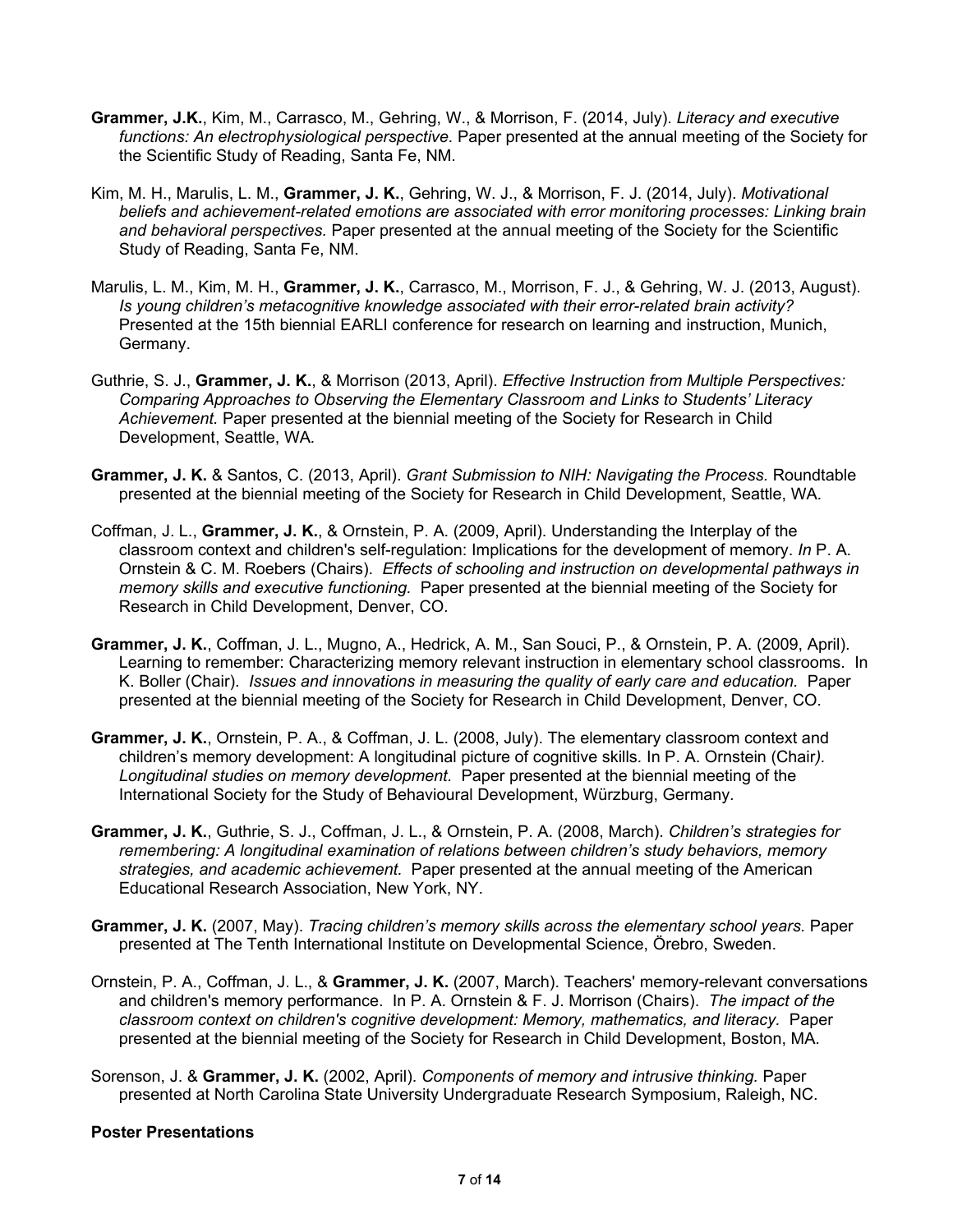**Grammer, J.K.**, Kim, M., Carrasco, M., Gehring, W., & Morrison, F. (2014, July). *Literacy and executive functions: An electrophysiological perspective.* Paper presented at the annual meeting of the Society for the Scientific Study of Reading, Santa Fe, NM.

Kim, M. H., Marulis, L. M., **Grammer, J. K.**, Gehring, W. J., & Morrison, F. J. (2014, July). *Motivational beliefs and achievement-related emotions are associated with error monitoring processes: Linking brain and behavioral perspectives.* Paper presented at the annual meeting of the Society for the Scientific Study of Reading, Santa Fe, NM.

Marulis, L. M., Kim, M. H., **Grammer, J. K.**, Carrasco, M., Morrison, F. J., & Gehring, W. J. (2013, August). *Is young children's metacognitive knowledge associated with their error-related brain activity?* Presented at the 15th biennial EARLI conference for research on learning and instruction, Munich, Germany.

Guthrie, S. J., **Grammer, J. K.**, & Morrison (2013, April). *Effective Instruction from Multiple Perspectives: Comparing Approaches to Observing the Elementary Classroom and Links to Students' Literacy Achievement.* Paper presented at the biennial meeting of the Society for Research in Child Development, Seattle, WA.

**Grammer, J. K.** & Santos, C. (2013, April). *Grant Submission to NIH: Navigating the Process.* Roundtable presented at the biennial meeting of the Society for Research in Child Development, Seattle, WA.

Coffman, J. L., **Grammer, J. K.**, & Ornstein, P. A. (2009, April). Understanding the Interplay of the classroom context and children's self-regulation: Implications for the development of memory. *In* P. A. Ornstein & C. M. Roebers (Chairs). *Effects of schooling and instruction on developmental pathways in memory skills and executive functioning.* Paper presented at the biennial meeting of the Society for Research in Child Development, Denver, CO.

**Grammer, J. K.**, Coffman, J. L., Mugno, A., Hedrick, A. M., San Souci, P., & Ornstein, P. A. (2009, April). Learning to remember: Characterizing memory relevant instruction in elementary school classrooms. In K. Boller (Chair). *Issues and innovations in measuring the quality of early care and education.* Paper presented at the biennial meeting of the Society for Research in Child Development, Denver, CO.

**Grammer, J. K.**, Ornstein, P. A., & Coffman, J. L. (2008, July). The elementary classroom context and children's memory development: A longitudinal picture of cognitive skills. In P. A. Ornstein (Chair). *Longitudinal studies on memory development.* Paper presented at the biennial meeting of the International Society for the Study of Behavioural Development, Würzburg, Germany.

**Grammer, J. K.**, Guthrie, S. J., Coffman, J. L., & Ornstein, P. A. (2008, March). *Children's strategies for remembering: A longitudinal examination of relations between children's study behaviors, memory strategies, and academic achievement.* Paper presented at the annual meeting of the American Educational Research Association, New York, NY.

**Grammer, J. K.** (2007, May). *Tracing children's memory skills across the elementary school years.* Paper presented at The Tenth International Institute on Developmental Science, Örebro, Sweden.

Ornstein, P. A., Coffman, J. L., & **Grammer, J. K.** (2007, March). Teachers' memory-relevant conversations and children's memory performance. In P. A. Ornstein & F. J. Morrison (Chairs). *The impact of the classroom context on children's cognitive development: Memory, mathematics, and literacy.* Paper presented at the biennial meeting of the Society for Research in Child Development, Boston, MA.

Sorenson, J. & **Grammer, J. K.** (2002, April). *Components of memory and intrusive thinking.* Paper presented at North Carolina State University Undergraduate Research Symposium, Raleigh, NC.

**Poster Presentations**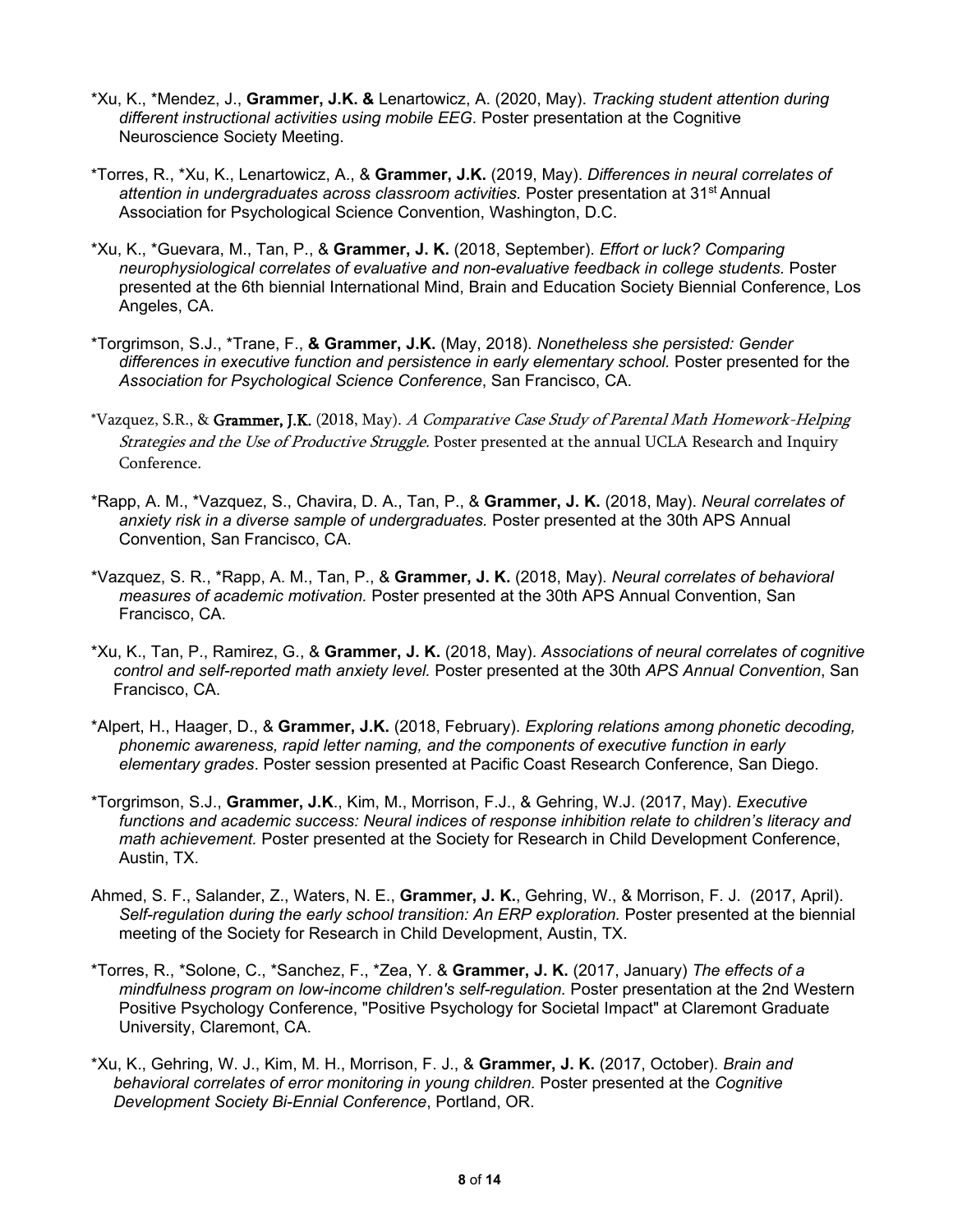*Xu, K., *Mendez, J., **Grammer, J.K. &** Lenartowicz, A. (2020, May). *Tracking student attention during different instructional activities using mobile EEG.* Poster presentation at the Cognitive Neuroscience Society Meeting.

*Torres, R., *Xu, K., Lenartowicz, A., & **Grammer, J.K.** (2019, May). *Differences in neural correlates of attention in undergraduates across classroom activities.* Poster presentation at 31st Annual Association for Psychological Science Convention, Washington, D.C.

*Xu, K., *Guevara, M., Tan, P., & **Grammer, J. K.** (2018, September). *Effort or luck? Comparing neurophysiological correlates of evaluative and non-evaluative feedback in college students.* Poster presented at the 6th biennial International Mind, Brain and Education Society Biennial Conference, Los Angeles, CA.

*Torgrimson, S.J., *Trane, F., **& Grammer, J.K.** (May, 2018). *Nonetheless she persisted: Gender differences in executive function and persistence in early elementary school.* Poster presented for the *Association for Psychological Science Conference*, San Francisco, CA.

*Vazquez, S.R., & **Grammer, J.K.** (2018, May). *A Comparative Case Study of Parental Math Homework-Helping Strategies and the Use of Productive Struggle.* Poster presented at the annual UCLA Research and Inquiry Conference.

*Rapp, A. M., *Vazquez, S., Chavira, D. A., Tan, P., & **Grammer, J. K.** (2018, May). *Neural correlates of anxiety risk in a diverse sample of undergraduates.* Poster presented at the 30th APS Annual Convention, San Francisco, CA.

*Vazquez, S. R., *Rapp, A. M., Tan, P., & **Grammer, J. K.** (2018, May). *Neural correlates of behavioral measures of academic motivation.* Poster presented at the 30th APS Annual Convention, San Francisco, CA.

*Xu, K., Tan, P., Ramirez, G., & **Grammer, J. K.** (2018, May). *Associations of neural correlates of cognitive control and self-reported math anxiety level.* Poster presented at the 30th *APS Annual Convention*, San Francisco, CA.

*Alpert, H., Haager, D., & **Grammer, J.K.** (2018, February). *Exploring relations among phonetic decoding, phonemic awareness, rapid letter naming, and the components of executive function in early elementary grades*. Poster session presented at Pacific Coast Research Conference, San Diego.

*Torgrimson, S.J., **Grammer, J.K**., Kim, M., Morrison, F.J., & Gehring, W.J. (2017, May). *Executive functions and academic success: Neural indices of response inhibition relate to children's literacy and math achievement.* Poster presented at the Society for Research in Child Development Conference, Austin, TX.

Ahmed, S. F., Salander, Z., Waters, N. E., **Grammer, J. K.**, Gehring, W., & Morrison, F. J. (2017, April). *Self-regulation during the early school transition: An ERP exploration.* Poster presented at the biennial meeting of the Society for Research in Child Development, Austin, TX.

*Torres, R., *Solone, C., *Sanchez, F., *Zea, Y. & **Grammer, J. K.** (2017, January) *The effects of a mindfulness program on low-income children's self-regulation.* Poster presentation at the 2nd Western Positive Psychology Conference, "Positive Psychology for Societal Impact" at Claremont Graduate University, Claremont, CA.

*Xu, K., Gehring, W. J., Kim, M. H., Morrison, F. J., & **Grammer, J. K.** (2017, October). *Brain and behavioral correlates of error monitoring in young children.* Poster presented at the *Cognitive Development Society Bi-Ennial Conference*, Portland, OR.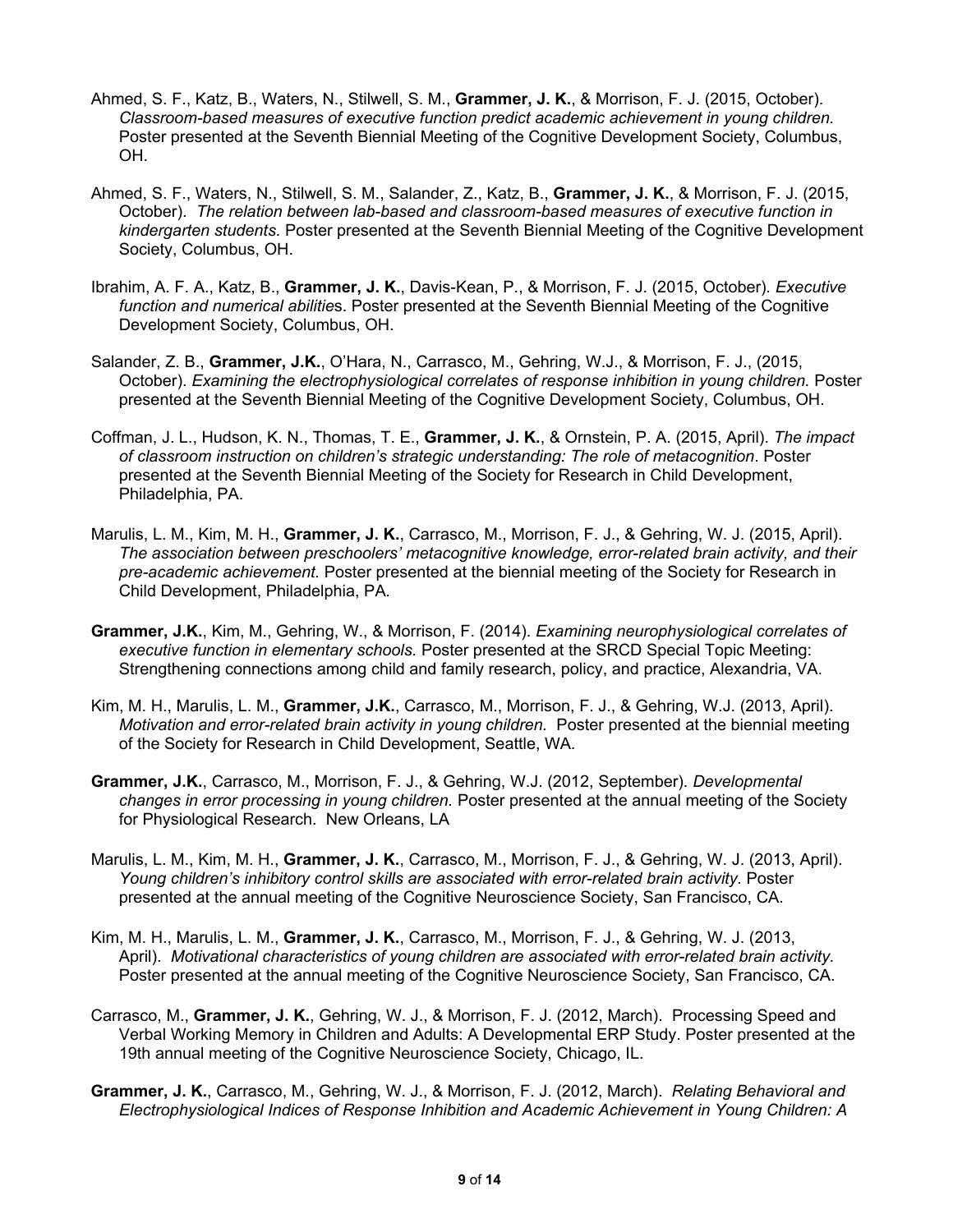Ahmed, S. F., Katz, B., Waters, N., Stilwell, S. M., **Grammer, J. K.**, & Morrison, F. J. (2015, October). *Classroom-based measures of executive function predict academic achievement in young children.* Poster presented at the Seventh Biennial Meeting of the Cognitive Development Society, Columbus, OH.

Ahmed, S. F., Waters, N., Stilwell, S. M., Salander, Z., Katz, B., **Grammer, J. K.**, & Morrison, F. J. (2015, October). *The relation between lab-based and classroom-based measures of executive function in kindergarten students.* Poster presented at the Seventh Biennial Meeting of the Cognitive Development Society, Columbus, OH.

Ibrahim, A. F. A., Katz, B., **Grammer, J. K.**, Davis-Kean, P., & Morrison, F. J. (2015, October). *Executive function and numerical abilities*. Poster presented at the Seventh Biennial Meeting of the Cognitive Development Society, Columbus, OH.

Salander, Z. B., **Grammer, J.K.**, O'Hara, N., Carrasco, M., Gehring, W.J., & Morrison, F. J., (2015, October). *Examining the electrophysiological correlates of response inhibition in young children.* Poster presented at the Seventh Biennial Meeting of the Cognitive Development Society, Columbus, OH.

Coffman, J. L., Hudson, K. N., Thomas, T. E., **Grammer, J. K.**, & Ornstein, P. A. (2015, April). *The impact of classroom instruction on children's strategic understanding: The role of metacognition*. Poster presented at the Seventh Biennial Meeting of the Society for Research in Child Development, Philadelphia, PA.

Marulis, L. M., Kim, M. H., **Grammer, J. K.**, Carrasco, M., Morrison, F. J., & Gehring, W. J. (2015, April). *The association between preschoolers' metacognitive knowledge, error-related brain activity, and their pre-academic achievement.* Poster presented at the biennial meeting of the Society for Research in Child Development, Philadelphia, PA.

**Grammer, J.K.**, Kim, M., Gehring, W., & Morrison, F. (2014). *Examining neurophysiological correlates of executive function in elementary schools.* Poster presented at the SRCD Special Topic Meeting: Strengthening connections among child and family research, policy, and practice, Alexandria, VA.

Kim, M. H., Marulis, L. M., **Grammer, J.K.**, Carrasco, M., Morrison, F. J., & Gehring, W.J. (2013, April). *Motivation and error-related brain activity in young children.* Poster presented at the biennial meeting of the Society for Research in Child Development, Seattle, WA.

**Grammer, J.K.**, Carrasco, M., Morrison, F. J., & Gehring, W.J. (2012, September). *Developmental changes in error processing in young children.* Poster presented at the annual meeting of the Society for Physiological Research. New Orleans, LA

Marulis, L. M., Kim, M. H., **Grammer, J. K.**, Carrasco, M., Morrison, F. J., & Gehring, W. J. (2013, April). *Young children's inhibitory control skills are associated with error-related brain activity.* Poster presented at the annual meeting of the Cognitive Neuroscience Society, San Francisco, CA.

Kim, M. H., Marulis, L. M., **Grammer, J. K.**, Carrasco, M., Morrison, F. J., & Gehring, W. J. (2013, April). *Motivational characteristics of young children are associated with error-related brain activity.* Poster presented at the annual meeting of the Cognitive Neuroscience Society, San Francisco, CA.

Carrasco, M., **Grammer, J. K.**, Gehring, W. J., & Morrison, F. J. (2012, March). Processing Speed and Verbal Working Memory in Children and Adults: A Developmental ERP Study. Poster presented at the 19th annual meeting of the Cognitive Neuroscience Society, Chicago, IL.

**Grammer, J. K.**, Carrasco, M., Gehring, W. J., & Morrison, F. J. (2012, March). *Relating Behavioral and Electrophysiological Indices of Response Inhibition and Academic Achievement in Young Children: A*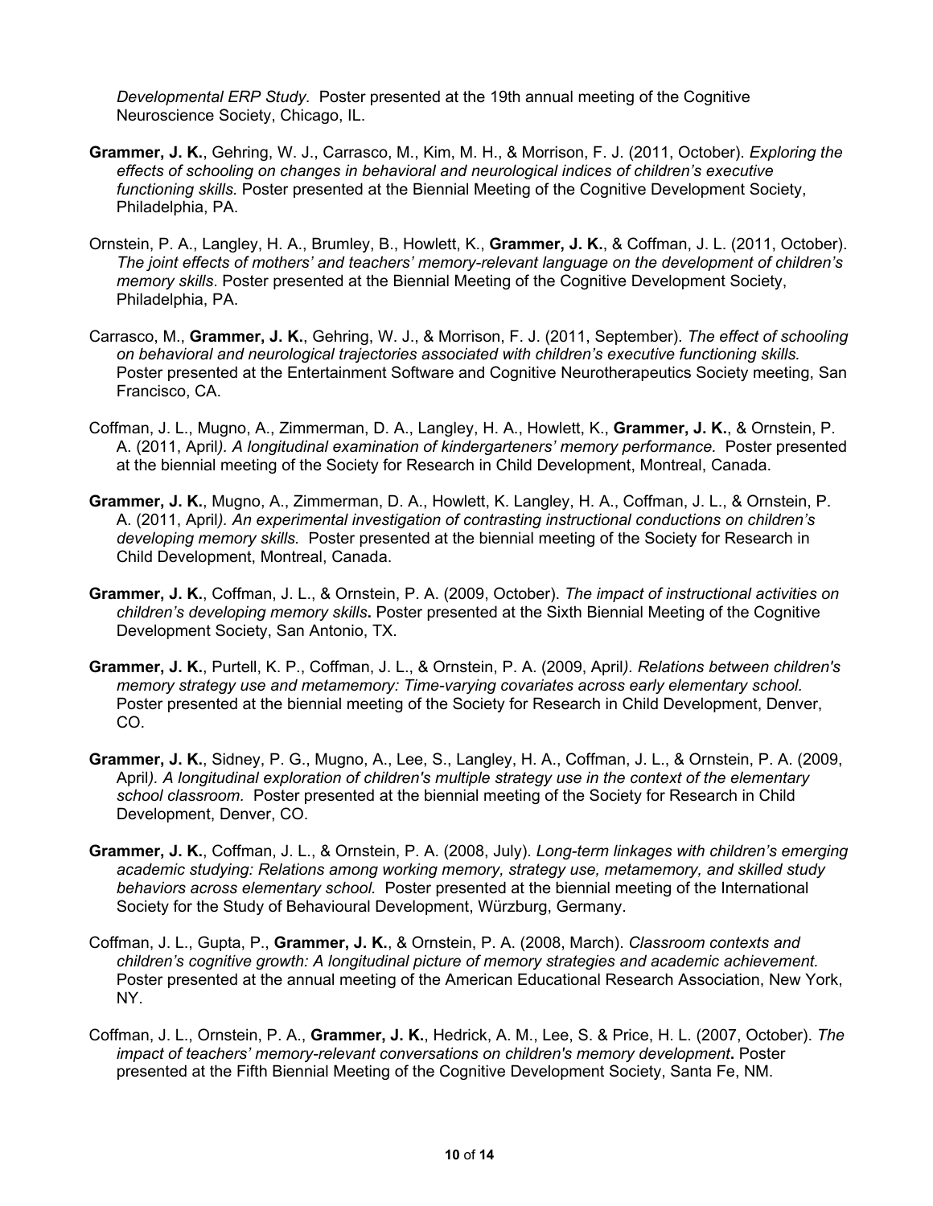*Developmental ERP Study.* Poster presented at the 19th annual meeting of the Cognitive Neuroscience Society, Chicago, IL.

**Grammer, J. K.**, Gehring, W. J., Carrasco, M., Kim, M. H., & Morrison, F. J. (2011, October). *Exploring the effects of schooling on changes in behavioral and neurological indices of children's executive functioning skills.* Poster presented at the Biennial Meeting of the Cognitive Development Society, Philadelphia, PA.

Ornstein, P. A., Langley, H. A., Brumley, B., Howlett, K., **Grammer, J. K.**, & Coffman, J. L. (2011, October). *The joint effects of mothers' and teachers' memory-relevant language on the development of children's memory skills*. Poster presented at the Biennial Meeting of the Cognitive Development Society, Philadelphia, PA.

Carrasco, M., **Grammer, J. K.**, Gehring, W. J., & Morrison, F. J. (2011, September). *The effect of schooling on behavioral and neurological trajectories associated with children's executive functioning skills.* Poster presented at the Entertainment Software and Cognitive Neurotherapeutics Society meeting, San Francisco, CA.

Coffman, J. L., Mugno, A., Zimmerman, D. A., Langley, H. A., Howlett, K., **Grammer, J. K.**, & Ornstein, P. A. (2011, April*). A longitudinal examination of kindergarteners' memory performance.* Poster presented at the biennial meeting of the Society for Research in Child Development, Montreal, Canada.

**Grammer, J. K.**, Mugno, A., Zimmerman, D. A., Howlett, K. Langley, H. A., Coffman, J. L., & Ornstein, P. A. (2011, April*). An experimental investigation of contrasting instructional conductions on children's developing memory skills.* Poster presented at the biennial meeting of the Society for Research in Child Development, Montreal, Canada.

**Grammer, J. K.**, Coffman, J. L., & Ornstein, P. A. (2009, October). *The impact of instructional activities on children's developing memory skills***.** Poster presented at the Sixth Biennial Meeting of the Cognitive Development Society, San Antonio, TX.

**Grammer, J. K.**, Purtell, K. P., Coffman, J. L., & Ornstein, P. A. (2009, April*). Relations between children's memory strategy use and metamemory: Time-varying covariates across early elementary school.* Poster presented at the biennial meeting of the Society for Research in Child Development, Denver, CO.

**Grammer, J. K.**, Sidney, P. G., Mugno, A., Lee, S., Langley, H. A., Coffman, J. L., & Ornstein, P. A. (2009, April*). A longitudinal exploration of children's multiple strategy use in the context of the elementary school classroom.* Poster presented at the biennial meeting of the Society for Research in Child Development, Denver, CO.

**Grammer, J. K.**, Coffman, J. L., & Ornstein, P. A. (2008, July). *Long-term linkages with children's emerging academic studying: Relations among working memory, strategy use, metamemory, and skilled study behaviors across elementary school.* Poster presented at the biennial meeting of the International Society for the Study of Behavioural Development, Würzburg, Germany.

Coffman, J. L., Gupta, P., **Grammer, J. K.**, & Ornstein, P. A. (2008, March). *Classroom contexts and children's cognitive growth: A longitudinal picture of memory strategies and academic achievement.* Poster presented at the annual meeting of the American Educational Research Association, New York, NY.

Coffman, J. L., Ornstein, P. A., **Grammer, J. K.**, Hedrick, A. M., Lee, S. & Price, H. L. (2007, October). *The impact of teachers' memory-relevant conversations on children's memory development***.** Poster presented at the Fifth Biennial Meeting of the Cognitive Development Society, Santa Fe, NM.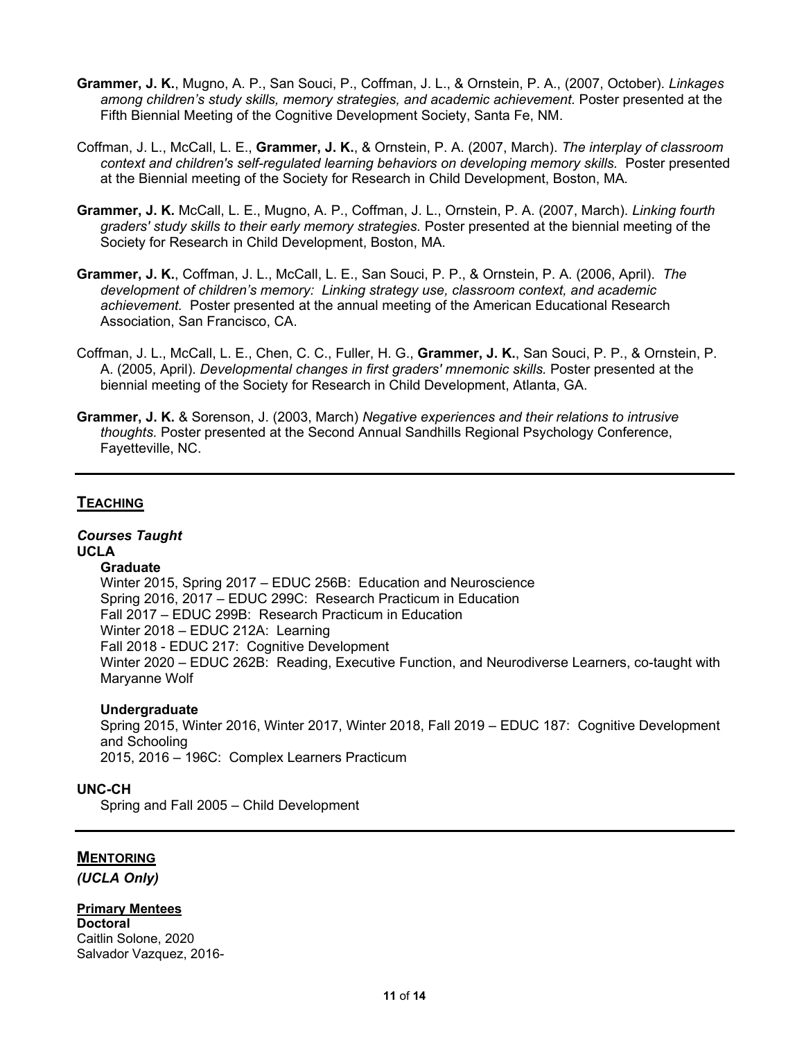**Grammer, J. K.**, Mugno, A. P., San Souci, P., Coffman, J. L., & Ornstein, P. A., (2007, October). *Linkages among children's study skills, memory strategies, and academic achievement.* Poster presented at the Fifth Biennial Meeting of the Cognitive Development Society, Santa Fe, NM.

Coffman, J. L., McCall, L. E., **Grammer, J. K.**, & Ornstein, P. A. (2007, March). *The interplay of classroom context and children's self-regulated learning behaviors on developing memory skills.* Poster presented at the Biennial meeting of the Society for Research in Child Development, Boston, MA.

**Grammer, J. K.** McCall, L. E., Mugno, A. P., Coffman, J. L., Ornstein, P. A. (2007, March). *Linking fourth graders' study skills to their early memory strategies.* Poster presented at the biennial meeting of the Society for Research in Child Development, Boston, MA.

**Grammer, J. K.**, Coffman, J. L., McCall, L. E., San Souci, P. P., & Ornstein, P. A. (2006, April). *The development of children's memory: Linking strategy use, classroom context, and academic achievement.* Poster presented at the annual meeting of the American Educational Research Association, San Francisco, CA.

Coffman, J. L., McCall, L. E., Chen, C. C., Fuller, H. G., **Grammer, J. K.**, San Souci, P. P., & Ornstein, P. A. (2005, April). *Developmental changes in first graders' mnemonic skills.* Poster presented at the biennial meeting of the Society for Research in Child Development, Atlanta, GA.

**Grammer, J. K.** & Sorenson, J. (2003, March) *Negative experiences and their relations to intrusive thoughts.* Poster presented at the Second Annual Sandhills Regional Psychology Conference, Fayetteville, NC.

---

## TEACHING

***Courses Taught***

**UCLA**

**Graduate**

Winter 2015, Spring 2017 – EDUC 256B: Education and Neuroscience
Spring 2016, 2017 – EDUC 299C: Research Practicum in Education
Fall 2017 – EDUC 299B: Research Practicum in Education
Winter 2018 – EDUC 212A: Learning
Fall 2018 - EDUC 217: Cognitive Development
Winter 2020 – EDUC 262B: Reading, Executive Function, and Neurodiverse Learners, co-taught with Maryanne Wolf

**Undergraduate**

Spring 2015, Winter 2016, Winter 2017, Winter 2018, Fall 2019 – EDUC 187: Cognitive Development and Schooling
2015, 2016 – 196C: Complex Learners Practicum

**UNC-CH**

Spring and Fall 2005 – Child Development

---

## MENTORING

*(UCLA Only)*

**Primary Mentees**

**Doctoral**

Caitlin Solone, 2020
Salvador Vazquez, 2016-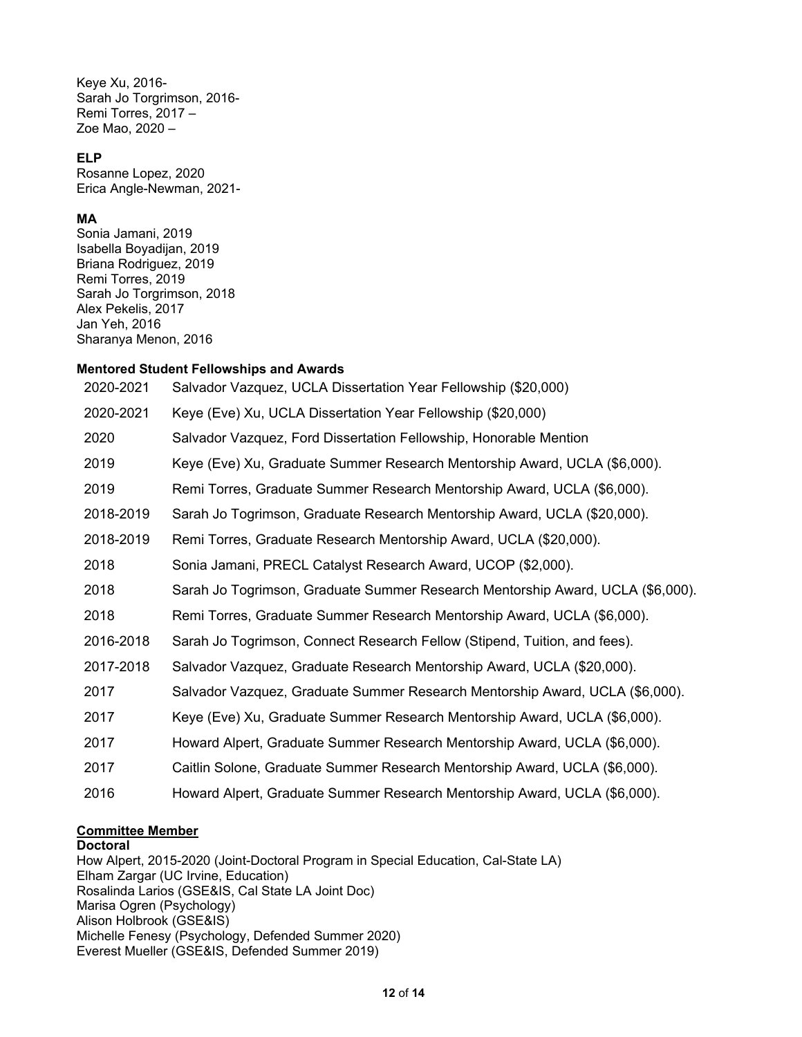Keye Xu, 2016-
Sarah Jo Torgrimson, 2016-
Remi Torres, 2017 –
Zoe Mao, 2020 –

**ELP**
Rosanne Lopez, 2020
Erica Angle-Newman, 2021-

**MA**
Sonia Jamani, 2019
Isabella Boyadijan, 2019
Briana Rodriguez, 2019
Remi Torres, 2019
Sarah Jo Torgrimson, 2018
Alex Pekelis, 2017
Jan Yeh, 2016
Sharanya Menon, 2016

**Mentored Student Fellowships and Awards**

| | |
|---|---|
| 2020-2021 | Salvador Vazquez, UCLA Dissertation Year Fellowship ($20,000) |
| 2020-2021 | Keye (Eve) Xu, UCLA Dissertation Year Fellowship ($20,000) |
| 2020 | Salvador Vazquez, Ford Dissertation Fellowship, Honorable Mention |
| 2019 | Keye (Eve) Xu, Graduate Summer Research Mentorship Award, UCLA ($6,000). |
| 2019 | Remi Torres, Graduate Summer Research Mentorship Award, UCLA ($6,000). |
| 2018-2019 | Sarah Jo Togrimson, Graduate Research Mentorship Award, UCLA ($20,000). |
| 2018-2019 | Remi Torres, Graduate Research Mentorship Award, UCLA ($20,000). |
| 2018 | Sonia Jamani, PRECL Catalyst Research Award, UCOP ($2,000). |
| 2018 | Sarah Jo Togrimson, Graduate Summer Research Mentorship Award, UCLA ($6,000). |
| 2018 | Remi Torres, Graduate Summer Research Mentorship Award, UCLA ($6,000). |
| 2016-2018 | Sarah Jo Togrimson, Connect Research Fellow (Stipend, Tuition, and fees). |
| 2017-2018 | Salvador Vazquez, Graduate Research Mentorship Award, UCLA ($20,000). |
| 2017 | Salvador Vazquez, Graduate Summer Research Mentorship Award, UCLA ($6,000). |
| 2017 | Keye (Eve) Xu, Graduate Summer Research Mentorship Award, UCLA ($6,000). |
| 2017 | Howard Alpert, Graduate Summer Research Mentorship Award, UCLA ($6,000). |
| 2017 | Caitlin Solone, Graduate Summer Research Mentorship Award, UCLA ($6,000). |
| 2016 | Howard Alpert, Graduate Summer Research Mentorship Award, UCLA ($6,000). |

**Committee Member**

**Doctoral**
How Alpert, 2015-2020 (Joint-Doctoral Program in Special Education, Cal-State LA)
Elham Zargar (UC Irvine, Education)
Rosalinda Larios (GSE&IS, Cal State LA Joint Doc)
Marisa Ogren (Psychology)
Alison Holbrook (GSE&IS)
Michelle Fenesy (Psychology, Defended Summer 2020)
Everest Mueller (GSE&IS, Defended Summer 2019)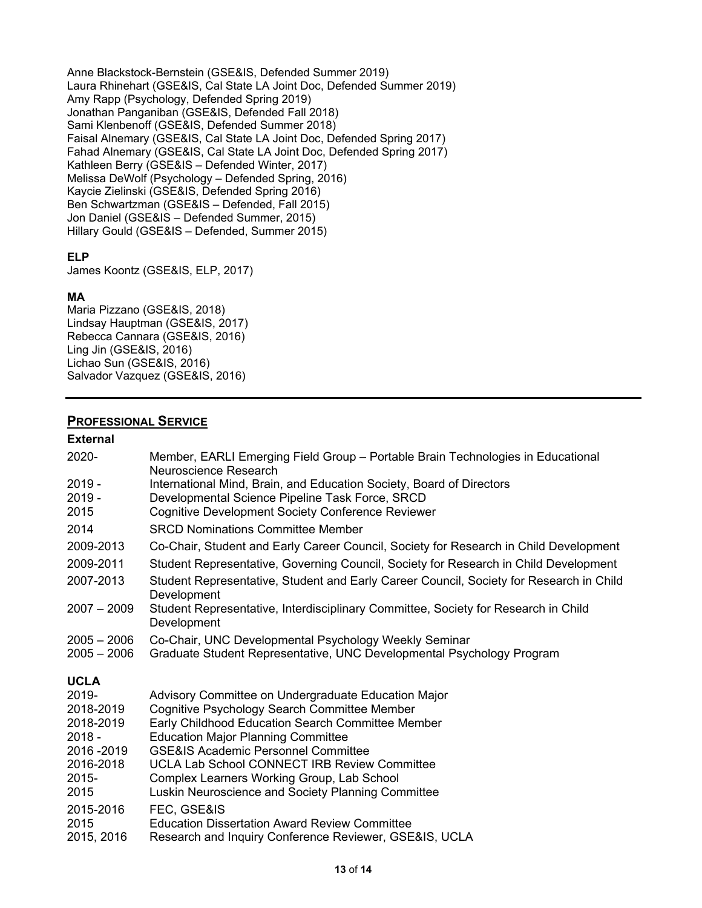Anne Blackstock-Bernstein (GSE&IS, Defended Summer 2019)
Laura Rhinehart (GSE&IS, Cal State LA Joint Doc, Defended Summer 2019)
Amy Rapp (Psychology, Defended Spring 2019)
Jonathan Panganiban (GSE&IS, Defended Fall 2018)
Sami Klenbenoff (GSE&IS, Defended Summer 2018)
Faisal Alnemary (GSE&IS, Cal State LA Joint Doc, Defended Spring 2017)
Fahad Alnemary (GSE&IS, Cal State LA Joint Doc, Defended Spring 2017)
Kathleen Berry (GSE&IS – Defended Winter, 2017)
Melissa DeWolf (Psychology – Defended Spring, 2016)
Kaycie Zielinski (GSE&IS, Defended Spring 2016)
Ben Schwartzman (GSE&IS – Defended, Fall 2015)
Jon Daniel (GSE&IS – Defended Summer, 2015)
Hillary Gould (GSE&IS – Defended, Summer 2015)

**ELP**

James Koontz (GSE&IS, ELP, 2017)

**MA**

Maria Pizzano (GSE&IS, 2018)
Lindsay Hauptman (GSE&IS, 2017)
Rebecca Cannara (GSE&IS, 2016)
Ling Jin (GSE&IS, 2016)
Lichao Sun (GSE&IS, 2016)
Salvador Vazquez (GSE&IS, 2016)

---

## PROFESSIONAL SERVICE

**External**

2020- Member, EARLI Emerging Field Group – Portable Brain Technologies in Educational Neuroscience Research
2019 - International Mind, Brain, and Education Society, Board of Directors
2019 - Developmental Science Pipeline Task Force, SRCD
2015 Cognitive Development Society Conference Reviewer
2014 SRCD Nominations Committee Member
2009-2013 Co-Chair, Student and Early Career Council, Society for Research in Child Development
2009-2011 Student Representative, Governing Council, Society for Research in Child Development
2007-2013 Student Representative, Student and Early Career Council, Society for Research in Child Development
2007 – 2009 Student Representative, Interdisciplinary Committee, Society for Research in Child Development
2005 – 2006 Co-Chair, UNC Developmental Psychology Weekly Seminar
2005 – 2006 Graduate Student Representative, UNC Developmental Psychology Program

**UCLA**

2019- Advisory Committee on Undergraduate Education Major
2018-2019 Cognitive Psychology Search Committee Member
2018-2019 Early Childhood Education Search Committee Member
2018 - Education Major Planning Committee
2016 -2019 GSE&IS Academic Personnel Committee
2016-2018 UCLA Lab School CONNECT IRB Review Committee
2015- Complex Learners Working Group, Lab School
2015 Luskin Neuroscience and Society Planning Committee
2015-2016 FEC, GSE&IS
2015 Education Dissertation Award Review Committee
2015, 2016 Research and Inquiry Conference Reviewer, GSE&IS, UCLA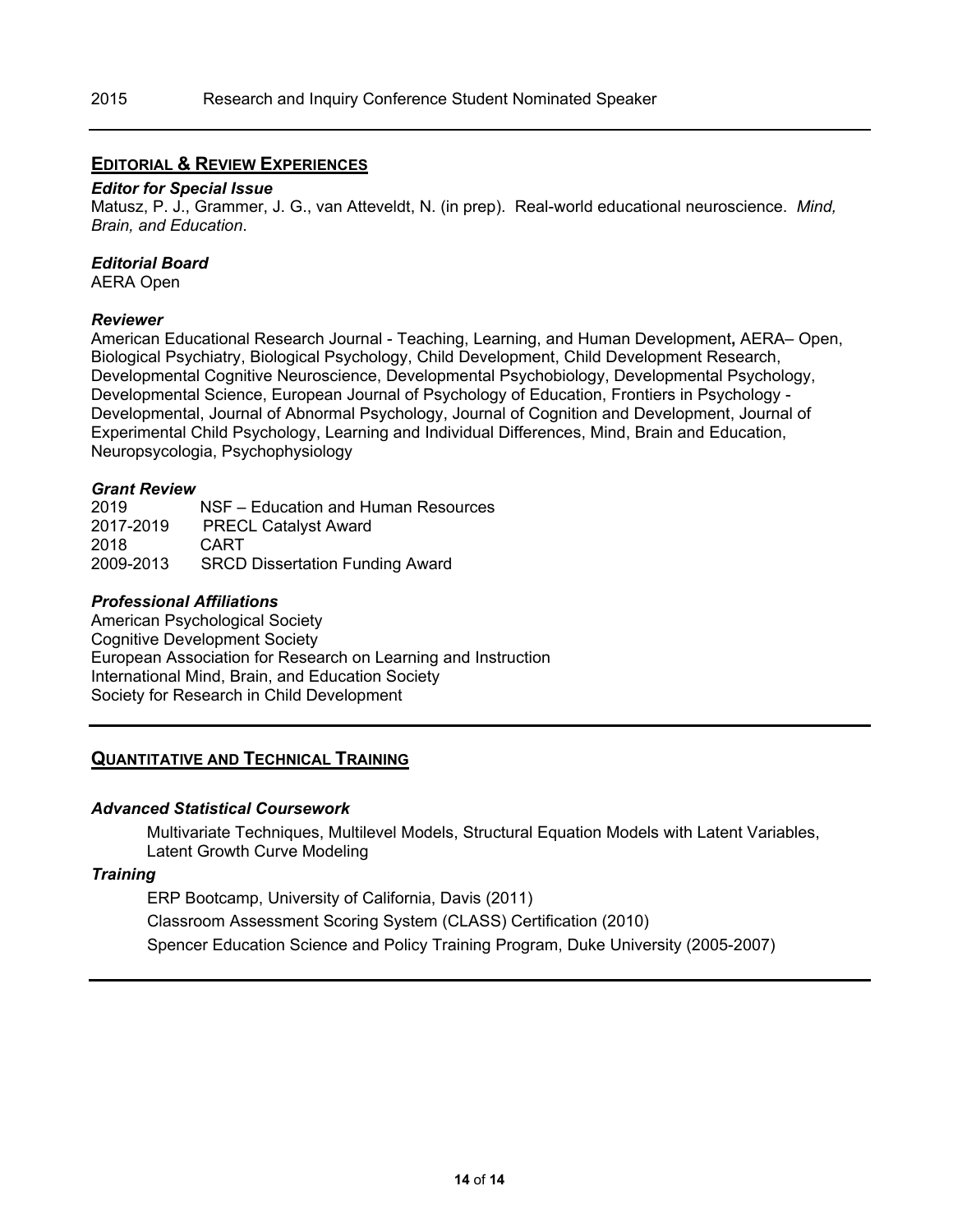2015 Research and Inquiry Conference Student Nominated Speaker

---

## Editorial & Review Experiences

***Editor for Special Issue***

Matusz, P. J., Grammer, J. G., van Atteveldt, N. (in prep). Real-world educational neuroscience. *Mind, Brain, and Education*.

***Editorial Board***

AERA Open

***Reviewer***

American Educational Research Journal - Teaching, Learning, and Human Development**,** AERA– Open, Biological Psychiatry, Biological Psychology, Child Development, Child Development Research, Developmental Cognitive Neuroscience, Developmental Psychobiology, Developmental Psychology, Developmental Science, European Journal of Psychology of Education, Frontiers in Psychology - Developmental, Journal of Abnormal Psychology, Journal of Cognition and Development, Journal of Experimental Child Psychology, Learning and Individual Differences, Mind, Brain and Education, Neuropsycologia, Psychophysiology

***Grant Review***

| | |
|---|---|
| 2019 | NSF – Education and Human Resources |
| 2017-2019 | PRECL Catalyst Award |
| 2018 | CART |
| 2009-2013 | SRCD Dissertation Funding Award |

***Professional Affiliations***

American Psychological Society
Cognitive Development Society
European Association for Research on Learning and Instruction
International Mind, Brain, and Education Society
Society for Research in Child Development

---

## Quantitative and Technical Training

***Advanced Statistical Coursework***

Multivariate Techniques, Multilevel Models, Structural Equation Models with Latent Variables, Latent Growth Curve Modeling

***Training***

ERP Bootcamp, University of California, Davis (2011)

Classroom Assessment Scoring System (CLASS) Certification (2010)

Spencer Education Science and Policy Training Program, Duke University (2005-2007)